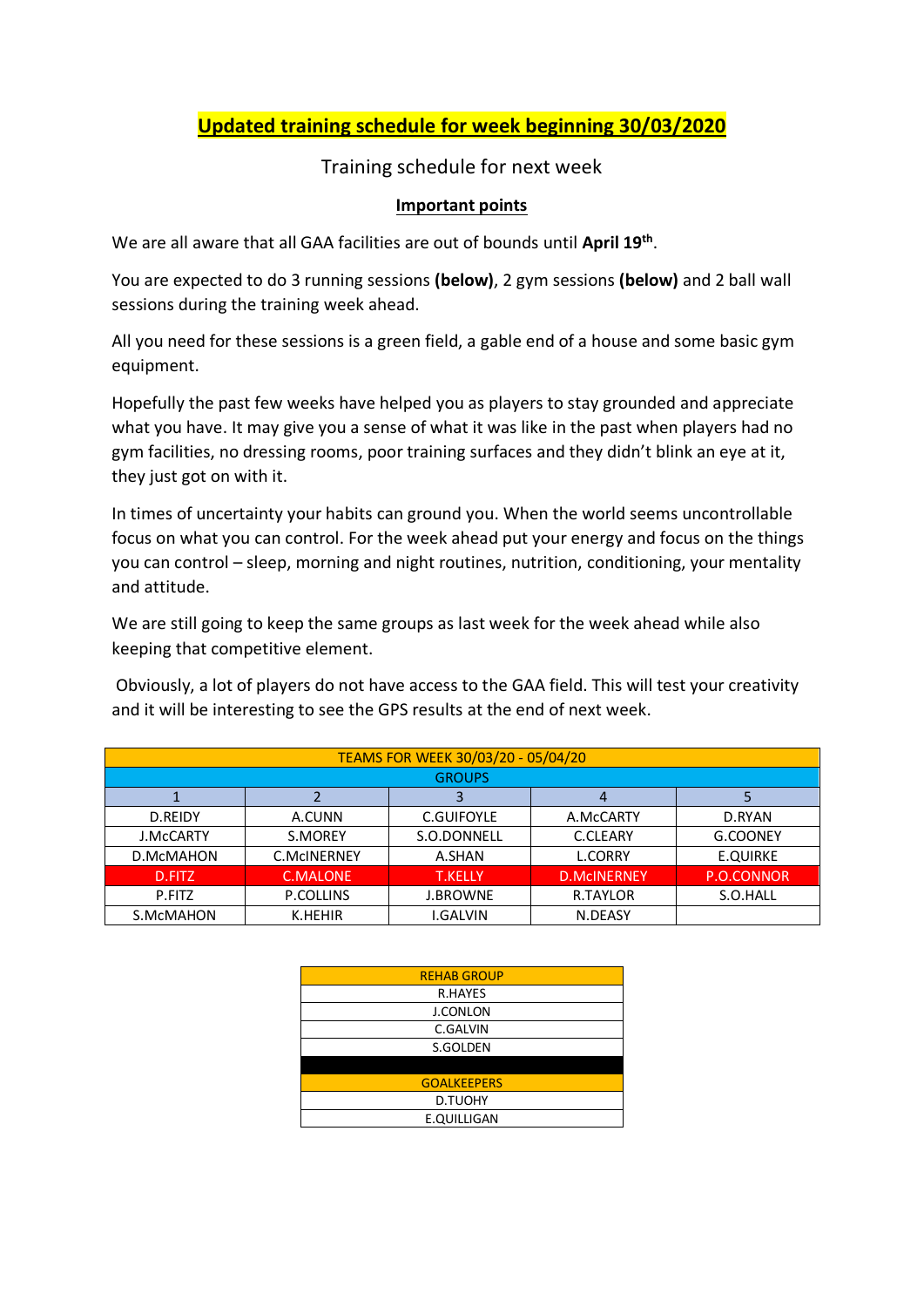# Updated training schedule for week beginning 30/03/2020

Training schedule for next week

**Important points**

We are all aware that all GAA facilities are out of bounds until **April 19th**.

You are expected to do 3 running sessions **(below)**, 2 gym sessions **(below)** and 2 ball wall sessions during the training week ahead.

All you need for these sessions is a green field, a gable end of a house and some basic gym equipment.

Hopefully the past few weeks have helped you as players to stay grounded and appreciate what you have. It may give you a sense of what it was like in the past when players had no gym facilities, no dressing rooms, poor training surfaces and they didn't blink an eye at it, they just got on with it.

In times of uncertainty your habits can ground you. When the world seems uncontrollable focus on what you can control. For the week ahead put your energy and focus on the things you can control – sleep, morning and night routines, nutrition, conditioning, your mentality and attitude.

We are still going to keep the same groups as last week for the week ahead while also keeping that competitive element.

Obviously, a lot of players do not have access to the GAA field. This will test your creativity and it will be interesting to see the GPS results at the end of next week.

| TEAMS FOR WEEK 30/03/20 - 05/04/20 | | | | |
|---|---|---|---|---|
| GROUPS | | | | |
| 1 | 2 | 3 | 4 | 5 |
| D.REIDY | A.CUNN | C.GUIFOYLE | A.McCARTY | D.RYAN |
| J.McCARTY | S.MOREY | S.O.DONNELL | C.CLEARY | G.COONEY |
| D.McMAHON | C.McINERNEY | A.SHAN | L.CORRY | E.QUIRKE |
| D.FITZ | C.MALONE | T.KELLY | D.McINERNEY | P.O.CONNOR |
| P.FITZ | P.COLLINS | J.BROWNE | R.TAYLOR | S.O.HALL |
| S.McMAHON | K.HEHIR | I.GALVIN | N.DEASY | |

| REHAB GROUP |
|---|
| R.HAYES |
| J.CONLON |
| C.GALVIN |
| S.GOLDEN |
| |
| **GOALKEEPERS** |
| D.TUOHY |
| E.QUILLIGAN |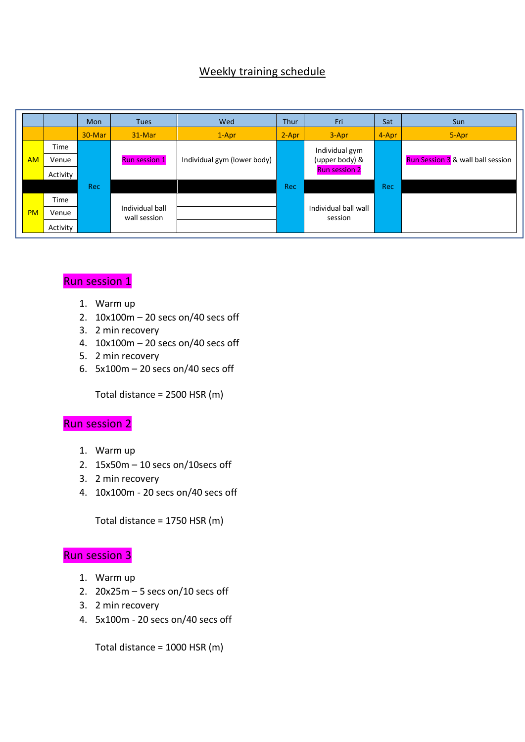## Weekly training schedule

| | | Mon | Tues | Wed | Thur | Fri | Sat | Sun |
|---|---|---|---|---|---|---|---|---|
| | | 30-Mar | 31-Mar | 1-Apr | 2-Apr | 3-Apr | 4-Apr | 5-Apr |
| AM | Time | Rec | Run session 1 | Individual gym (lower body) | Rec | Individual gym (upper body) & Run session 2 | Rec | Run Session 3 & wall ball session |
| | Venue | | | | | | | |
| | Activity | | | | | | | |
| PM | Time | | Individual ball wall session | | | Individual ball wall session | | |
| | Venue | | | | | | | |
| | Activity | | | | | | | |

### Run session 1

1. Warm up
2. 10x100m – 20 secs on/40 secs off
3. 2 min recovery
4. 10x100m – 20 secs on/40 secs off
5. 2 min recovery
6. 5x100m – 20 secs on/40 secs off

Total distance = 2500 HSR (m)

### Run session 2

1. Warm up
2. 15x50m – 10 secs on/10secs off
3. 2 min recovery
4. 10x100m - 20 secs on/40 secs off

Total distance = 1750 HSR (m)

### Run session 3

1. Warm up
2. 20x25m – 5 secs on/10 secs off
3. 2 min recovery
4. 5x100m - 20 secs on/40 secs off

Total distance = 1000 HSR (m)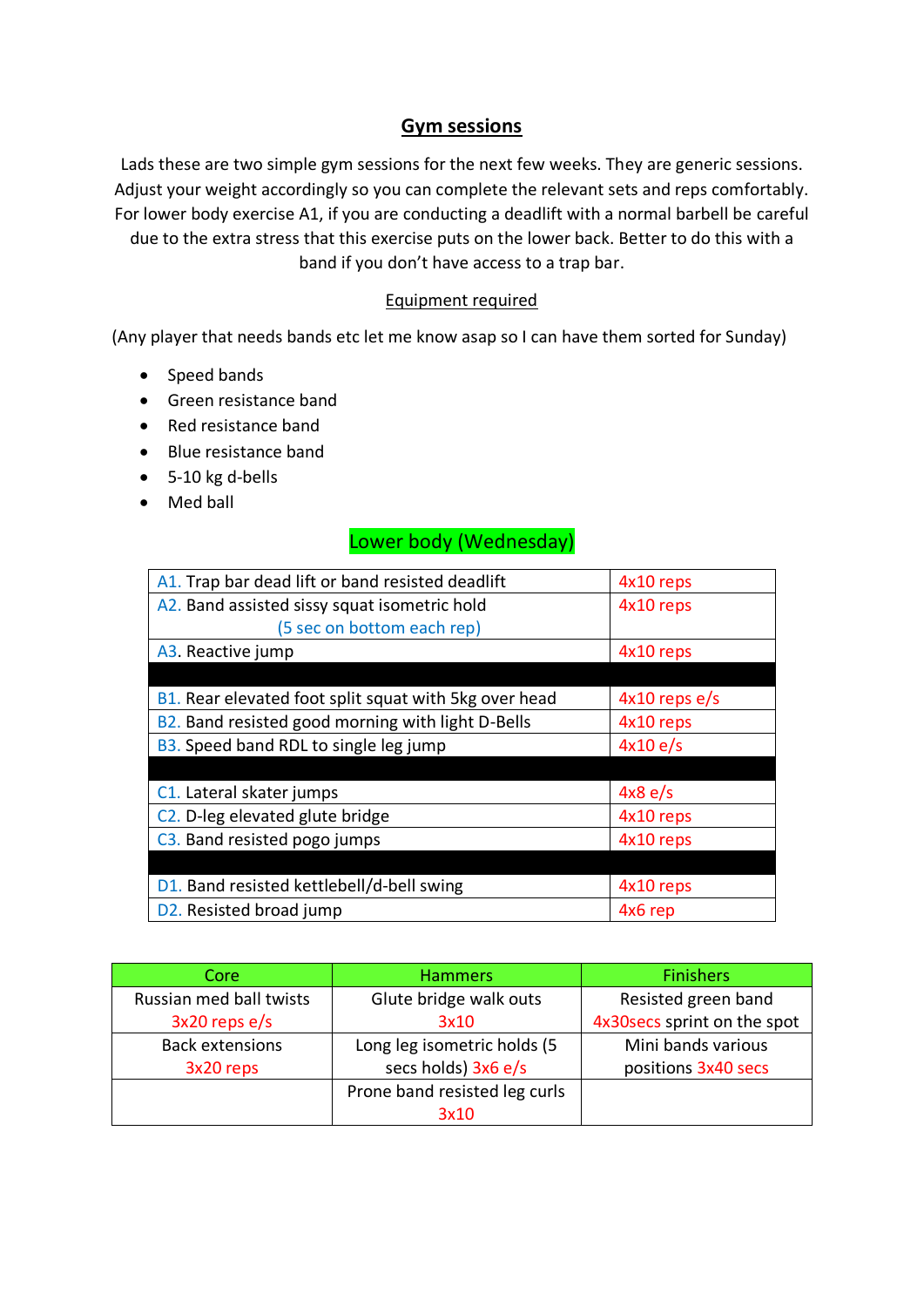# Gym sessions

Lads these are two simple gym sessions for the next few weeks. They are generic sessions. Adjust your weight accordingly so you can complete the relevant sets and reps comfortably. For lower body exercise A1, if you are conducting a deadlift with a normal barbell be careful due to the extra stress that this exercise puts on the lower back. Better to do this with a band if you don't have access to a trap bar.

## Equipment required

(Any player that needs bands etc let me know asap so I can have them sorted for Sunday)

- Speed bands
- Green resistance band
- Red resistance band
- Blue resistance band
- 5-10 kg d-bells
- Med ball

## Lower body (Wednesday)

| Exercise | Sets/Reps |
|---|---|
| A1. Trap bar dead lift or band resisted deadlift | 4x10 reps |
| A2. Band assisted sissy squat isometric hold (5 sec on bottom each rep) | 4x10 reps |
| A3. Reactive jump | 4x10 reps |
| | |
| B1. Rear elevated foot split squat with 5kg over head | 4x10 reps e/s |
| B2. Band resisted good morning with light D-Bells | 4x10 reps |
| B3. Speed band RDL to single leg jump | 4x10 e/s |
| | |
| C1. Lateral skater jumps | 4x8 e/s |
| C2. D-leg elevated glute bridge | 4x10 reps |
| C3. Band resisted pogo jumps | 4x10 reps |
| | |
| D1. Band resisted kettlebell/d-bell swing | 4x10 reps |
| D2. Resisted broad jump | 4x6 rep |

| Core | Hammers | Finishers |
|---|---|---|
| Russian med ball twists 3x20 reps e/s | Glute bridge walk outs 3x10 | Resisted green band 4x30secs sprint on the spot |
| Back extensions 3x20 reps | Long leg isometric holds (5 secs holds) 3x6 e/s | Mini bands various positions 3x40 secs |
| | Prone band resisted leg curls 3x10 | |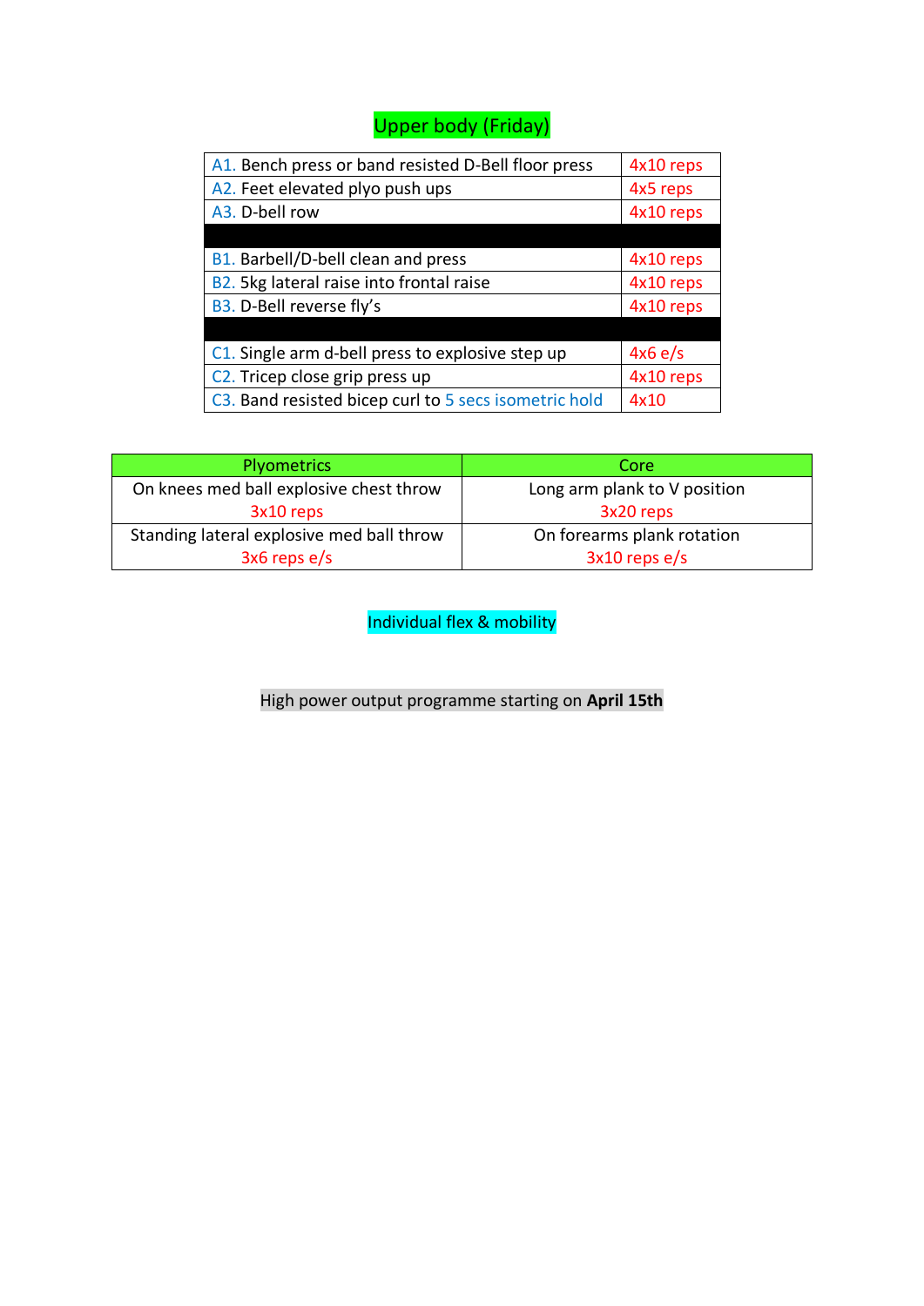## Upper body (Friday)

| | |
|---|---|
| A1. Bench press or band resisted D-Bell floor press | 4x10 reps |
| A2. Feet elevated plyo push ups | 4x5 reps |
| A3. D-bell row | 4x10 reps |
| | |
| B1. Barbell/D-bell clean and press | 4x10 reps |
| B2. 5kg lateral raise into frontal raise | 4x10 reps |
| B3. D-Bell reverse fly's | 4x10 reps |
| | |
| C1. Single arm d-bell press to explosive step up | 4x6 e/s |
| C2. Tricep close grip press up | 4x10 reps |
| C3. Band resisted bicep curl to 5 secs isometric hold | 4x10 |

| Plyometrics | Core |
|---|---|
| On knees med ball explosive chest throw 3x10 reps | Long arm plank to V position 3x20 reps |
| Standing lateral explosive med ball throw 3x6 reps e/s | On forearms plank rotation 3x10 reps e/s |

Individual flex & mobility

High power output programme starting on **April 15th**